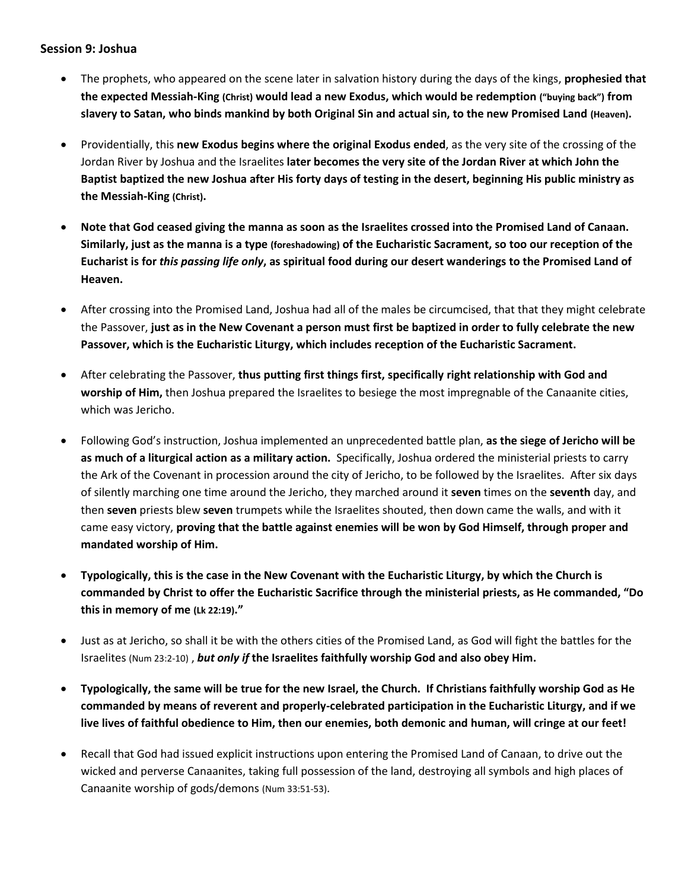**Session 9: Joshua**

- The prophets, who appeared on the scene later in salvation history during the days of the kings, **prophesied that the expected Messiah-King (Christ) would lead a new Exodus, which would be redemption ("buying back") from slavery to Satan, who binds mankind by both Original Sin and actual sin, to the new Promised Land (Heaven).**
- Providentially, this **new Exodus begins where the original Exodus ended**, as the very site of the crossing of the Jordan River by Joshua and the Israelites **later becomes the very site of the Jordan River at which John the Baptist baptized the new Joshua after His forty days of testing in the desert, beginning His public ministry as the Messiah-King (Christ).**
- **Note that God ceased giving the manna as soon as the Israelites crossed into the Promised Land of Canaan. Similarly, just as the manna is a type (foreshadowing) of the Eucharistic Sacrament, so too our reception of the Eucharist is for *this passing life only*, as spiritual food during our desert wanderings to the Promised Land of Heaven.**
- After crossing into the Promised Land, Joshua had all of the males be circumcised, that that they might celebrate the Passover, **just as in the New Covenant a person must first be baptized in order to fully celebrate the new Passover, which is the Eucharistic Liturgy, which includes reception of the Eucharistic Sacrament.**
- After celebrating the Passover, **thus putting first things first, specifically right relationship with God and worship of Him,** then Joshua prepared the Israelites to besiege the most impregnable of the Canaanite cities, which was Jericho.
- Following God's instruction, Joshua implemented an unprecedented battle plan, **as the siege of Jericho will be as much of a liturgical action as a military action.** Specifically, Joshua ordered the ministerial priests to carry the Ark of the Covenant in procession around the city of Jericho, to be followed by the Israelites. After six days of silently marching one time around the Jericho, they marched around it **seven** times on the **seventh** day, and then **seven** priests blew **seven** trumpets while the Israelites shouted, then down came the walls, and with it came easy victory, **proving that the battle against enemies will be won by God Himself, through proper and mandated worship of Him.**
- **Typologically, this is the case in the New Covenant with the Eucharistic Liturgy, by which the Church is commanded by Christ to offer the Eucharistic Sacrifice through the ministerial priests, as He commanded, "Do this in memory of me (Lk 22:19)."**
- Just as at Jericho, so shall it be with the others cities of the Promised Land, as God will fight the battles for the Israelites (Num 23:2-10) , ***but only if*** **the Israelites faithfully worship God and also obey Him.**
- **Typologically, the same will be true for the new Israel, the Church. If Christians faithfully worship God as He commanded by means of reverent and properly-celebrated participation in the Eucharistic Liturgy, and if we live lives of faithful obedience to Him, then our enemies, both demonic and human, will cringe at our feet!**
- Recall that God had issued explicit instructions upon entering the Promised Land of Canaan, to drive out the wicked and perverse Canaanites, taking full possession of the land, destroying all symbols and high places of Canaanite worship of gods/demons (Num 33:51-53).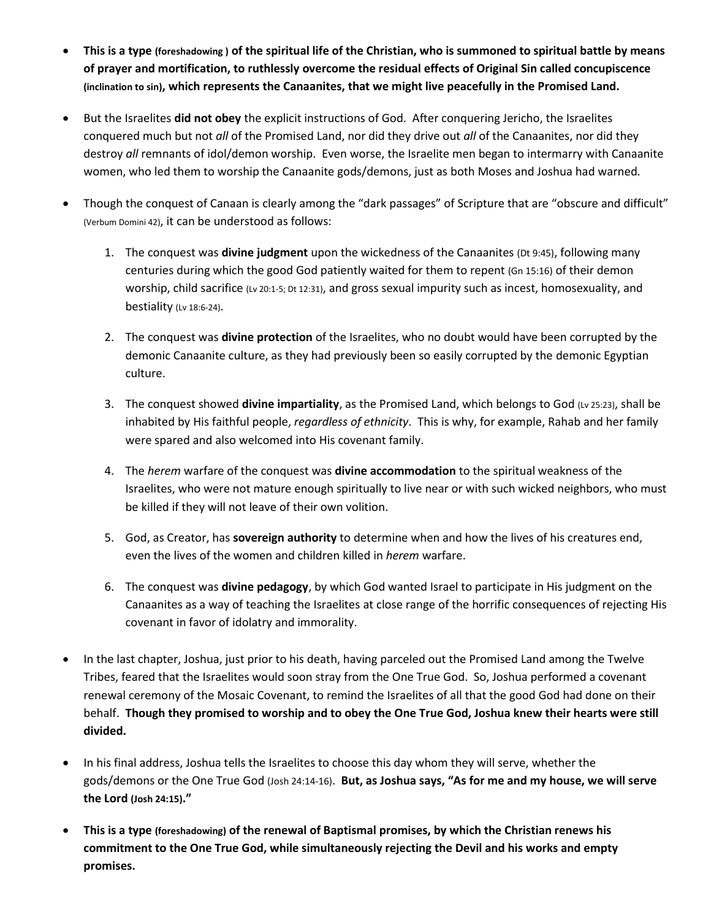- **This is a type** (foreshadowing ) **of the spiritual life of the Christian, who is summoned to spiritual battle by means of prayer and mortification, to ruthlessly overcome the residual effects of Original Sin called concupiscence** (inclination to sin)**, which represents the Canaanites, that we might live peacefully in the Promised Land.**

- But the Israelites **did not obey** the explicit instructions of God. After conquering Jericho, the Israelites conquered much but not *all* of the Promised Land, nor did they drive out *all* of the Canaanites, nor did they destroy *all* remnants of idol/demon worship. Even worse, the Israelite men began to intermarry with Canaanite women, who led them to worship the Canaanite gods/demons, just as both Moses and Joshua had warned.

- Though the conquest of Canaan is clearly among the "dark passages" of Scripture that are "obscure and difficult" (Verbum Domini 42), it can be understood as follows:

  1. The conquest was **divine judgment** upon the wickedness of the Canaanites (Dt 9:45), following many centuries during which the good God patiently waited for them to repent (Gn 15:16) of their demon worship, child sacrifice (Lv 20:1-5; Dt 12:31), and gross sexual impurity such as incest, homosexuality, and bestiality (Lv 18:6-24).

  2. The conquest was **divine protection** of the Israelites, who no doubt would have been corrupted by the demonic Canaanite culture, as they had previously been so easily corrupted by the demonic Egyptian culture.

  3. The conquest showed **divine impartiality**, as the Promised Land, which belongs to God (Lv 25:23), shall be inhabited by His faithful people, *regardless of ethnicity*. This is why, for example, Rahab and her family were spared and also welcomed into His covenant family.

  4. The *herem* warfare of the conquest was **divine accommodation** to the spiritual weakness of the Israelites, who were not mature enough spiritually to live near or with such wicked neighbors, who must be killed if they will not leave of their own volition.

  5. God, as Creator, has **sovereign authority** to determine when and how the lives of his creatures end, even the lives of the women and children killed in *herem* warfare.

  6. The conquest was **divine pedagogy**, by which God wanted Israel to participate in His judgment on the Canaanites as a way of teaching the Israelites at close range of the horrific consequences of rejecting His covenant in favor of idolatry and immorality.

- In the last chapter, Joshua, just prior to his death, having parceled out the Promised Land among the Twelve Tribes, feared that the Israelites would soon stray from the One True God. So, Joshua performed a covenant renewal ceremony of the Mosaic Covenant, to remind the Israelites of all that the good God had done on their behalf. **Though they promised to worship and to obey the One True God, Joshua knew their hearts were still divided.**

- In his final address, Joshua tells the Israelites to choose this day whom they will serve, whether the gods/demons or the One True God (Josh 24:14-16). **But, as Joshua says, "As for me and my house, we will serve the Lord (Josh 24:15)."**

- **This is a type** (foreshadowing) **of the renewal of Baptismal promises, by which the Christian renews his commitment to the One True God, while simultaneously rejecting the Devil and his works and empty promises.**